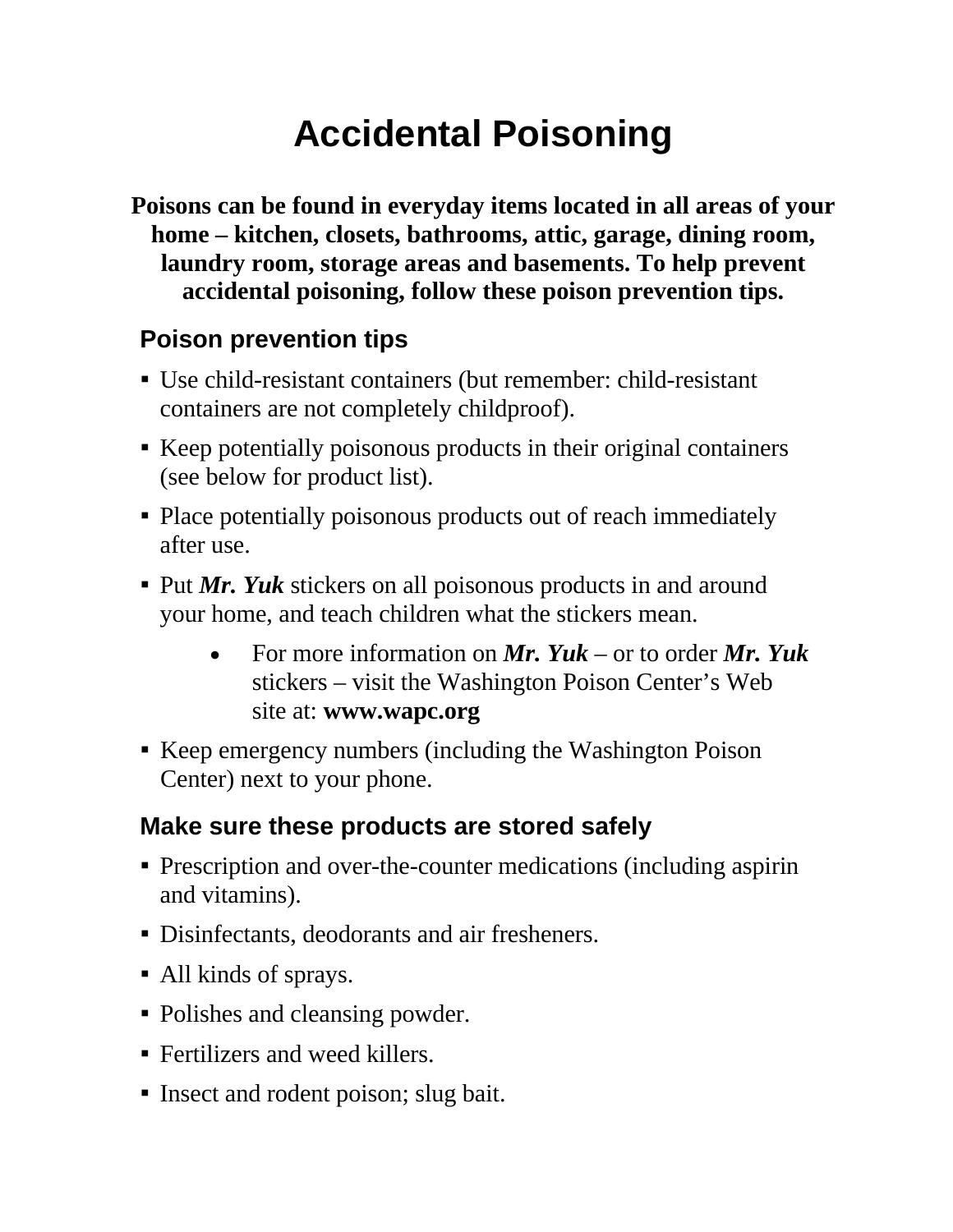# Accidental Poisoning

**Poisons can be found in everyday items located in all areas of your home – kitchen, closets, bathrooms, attic, garage, dining room, laundry room, storage areas and basements. To help prevent accidental poisoning, follow these poison prevention tips.**

## Poison prevention tips

- Use child-resistant containers (but remember: child-resistant containers are not completely childproof).
- Keep potentially poisonous products in their original containers (see below for product list).
- Place potentially poisonous products out of reach immediately after use.
- Put ***Mr. Yuk*** stickers on all poisonous products in and around your home, and teach children what the stickers mean.
    - For more information on ***Mr. Yuk*** – or to order ***Mr. Yuk*** stickers – visit the Washington Poison Center's Web site at: **www.wapc.org**
- Keep emergency numbers (including the Washington Poison Center) next to your phone.

## Make sure these products are stored safely

- Prescription and over-the-counter medications (including aspirin and vitamins).
- Disinfectants, deodorants and air fresheners.
- All kinds of sprays.
- Polishes and cleansing powder.
- Fertilizers and weed killers.
- Insect and rodent poison; slug bait.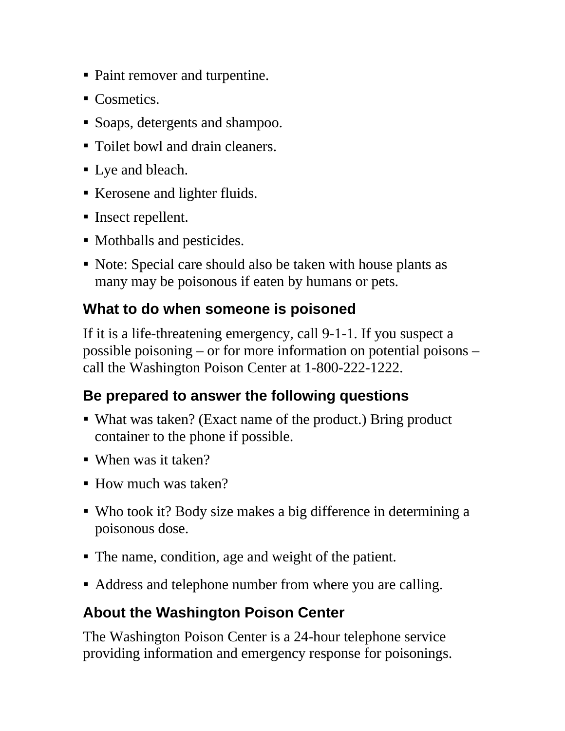- Paint remover and turpentine.
- Cosmetics.
- Soaps, detergents and shampoo.
- Toilet bowl and drain cleaners.
- Lye and bleach.
- Kerosene and lighter fluids.
- Insect repellent.
- Mothballs and pesticides.
- Note: Special care should also be taken with house plants as many may be poisonous if eaten by humans or pets.

## What to do when someone is poisoned

If it is a life-threatening emergency, call 9-1-1. If you suspect a possible poisoning – or for more information on potential poisons – call the Washington Poison Center at 1-800-222-1222.

## Be prepared to answer the following questions

- What was taken? (Exact name of the product.) Bring product container to the phone if possible.
- When was it taken?
- How much was taken?
- Who took it? Body size makes a big difference in determining a poisonous dose.
- The name, condition, age and weight of the patient.
- Address and telephone number from where you are calling.

## About the Washington Poison Center

The Washington Poison Center is a 24-hour telephone service providing information and emergency response for poisonings.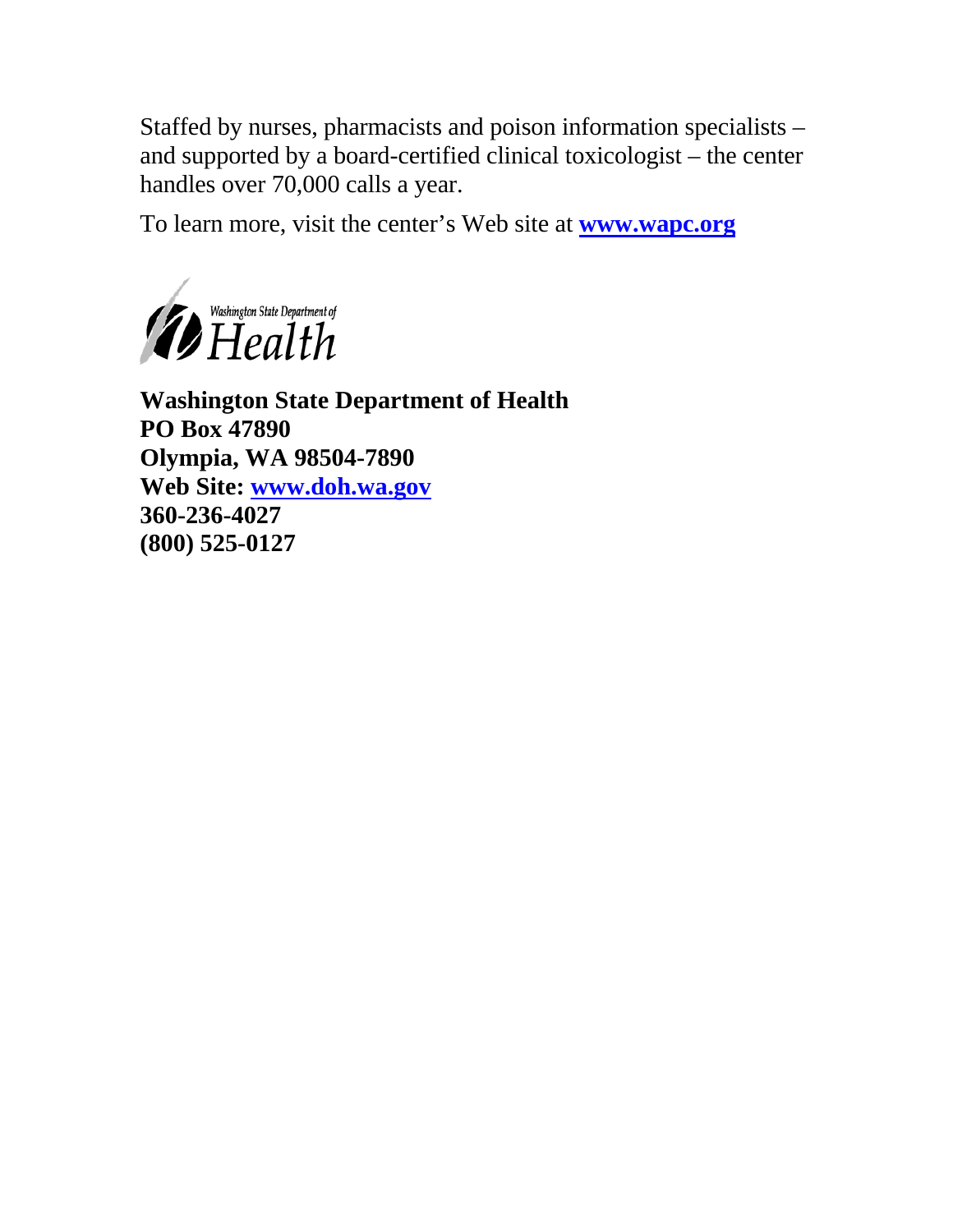Staffed by nurses, pharmacists and poison information specialists – and supported by a board-certified clinical toxicologist – the center handles over 70,000 calls a year.

To learn more, visit the center's Web site at **www.wapc.org**

Washington State Department of Health

**Washington State Department of Health**
**PO Box 47890**
**Olympia, WA 98504-7890**
**Web Site: www.doh.wa.gov**
**360-236-4027**
**(800) 525-0127**